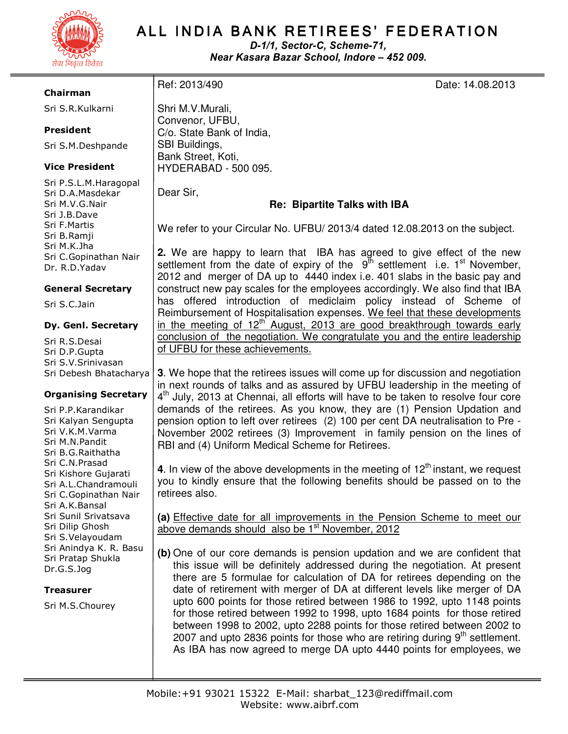# ALL INDIA BANK RETIREES' FEDERATION

*D-1/1, Sector-C, Scheme-71,*
*Near Kasara Bazar School, Indore – 452 009.*

सेवा निवृत्त हितरत

**Chairman**
Sri S.R.Kulkarni

**President**
Sri S.M.Deshpande

**Vice President**
Sri P.S.L.M.Haragopal
Sri D.A.Masdekar
Sri M.V.G.Nair
Sri J.B.Dave
Sri F.Martis
Sri B.Ramji
Sri M.K.Jha
Sri C.Gopinathan Nair
Dr. R.D.Yadav

**General Secretary**
Sri S.C.Jain

**Dy. Genl. Secretary**
Sri R.S.Desai
Sri D.P.Gupta
Sri S.V.Srinivasan
Sri Debesh Bhattacharya

**Organising Secretary**
Sri P.P.Karandikar
Sri Kalyan Sengupta
Sri V.K.M.Varma
Sri M.N.Pandit
Sri B.G.Raithatha
Sri C.N.Prasad
Sri Kishore Gujarati
Sri A.L.Chandramouli
Sri C.Gopinathan Nair
Sri A.K.Bansal
Sri Sunil Srivatsava
Sri Dilip Ghosh
Sri S.Velayoudam
Sri Anindya K. R. Basu
Sri Pratap Shukla
Dr.G.S.Jog

**Treasurer**
Sri M.S.Chourey

Ref: 2013/490 Date: 14.08.2013

Shri M.V.Murali,
Convenor, UFBU,
C/o. State Bank of India,
SBI Buildings,
Bank Street, Koti,
HYDERABAD - 500 095.

Dear Sir,

**Re: Bipartite Talks with IBA**

We refer to your Circular No. UFBU/ 2013/4 dated 12.08.2013 on the subject.

**2.** We are happy to learn that IBA has agreed to give effect of the new settlement from the date of expiry of the 9th settlement i.e. 1st November, 2012 and merger of DA up to 4440 index i.e. 401 slabs in the basic pay and construct new pay scales for the employees accordingly. We also find that IBA has offered introduction of mediclaim policy instead of Scheme of Reimbursement of Hospitalisation expenses. <u>We feel that these developments in the meeting of 12th August, 2013 are good breakthrough towards early conclusion of the negotiation. We congratulate you and the entire leadership of UFBU for these achievements.</u>

**3**. We hope that the retirees issues will come up for discussion and negotiation in next rounds of talks and as assured by UFBU leadership in the meeting of 4th July, 2013 at Chennai, all efforts will have to be taken to resolve four core demands of the retirees. As you know, they are (1) Pension Updation and pension option to left over retirees (2) 100 per cent DA neutralisation to Pre - November 2002 retirees (3) Improvement in family pension on the lines of RBI and (4) Uniform Medical Scheme for Retirees.

**4**. In view of the above developments in the meeting of 12th instant, we request you to kindly ensure that the following benefits should be passed on to the retirees also.

**(a)** <u>Effective date for all improvements in the Pension Scheme to meet our above demands should also be 1st November, 2012</u>

**(b)** One of our core demands is pension updation and we are confident that this issue will be definitely addressed during the negotiation. At present there are 5 formulae for calculation of DA for retirees depending on the date of retirement with merger of DA at different levels like merger of DA upto 600 points for those retired between 1986 to 1992, upto 1148 points for those retired between 1992 to 1998, upto 1684 points for those retired between 1998 to 2002, upto 2288 points for those retired between 2002 to 2007 and upto 2836 points for those who are retiring during 9th settlement. As IBA has now agreed to merge DA upto 4440 points for employees, we

Mobile:+91 93021 15322 E-Mail: sharbat_123@rediffmail.com
Website: www.aibrf.com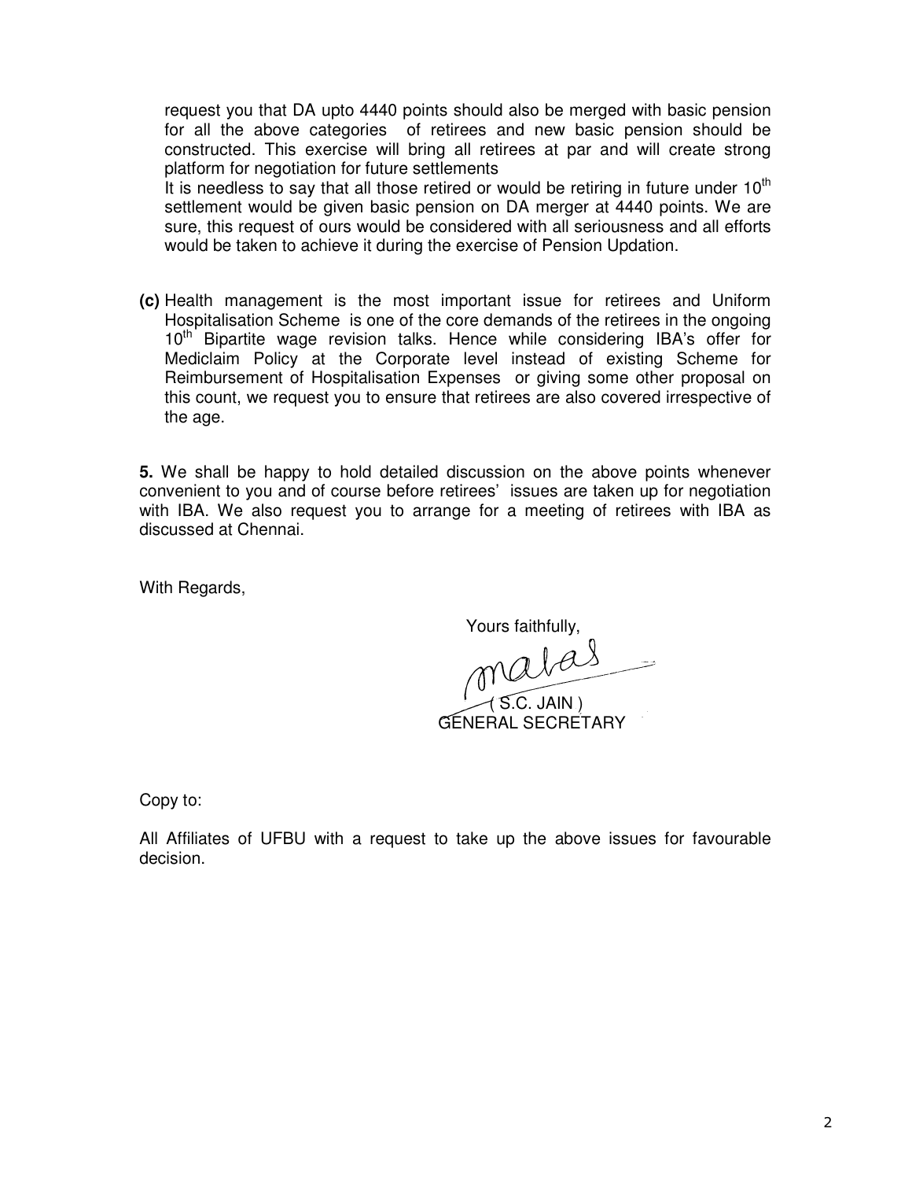request you that DA upto 4440 points should also be merged with basic pension for all the above categories of retirees and new basic pension should be constructed. This exercise will bring all retirees at par and will create strong platform for negotiation for future settlements

It is needless to say that all those retired or would be retiring in future under 10th settlement would be given basic pension on DA merger at 4440 points. We are sure, this request of ours would be considered with all seriousness and all efforts would be taken to achieve it during the exercise of Pension Updation.

**(c)** Health management is the most important issue for retirees and Uniform Hospitalisation Scheme is one of the core demands of the retirees in the ongoing 10th Bipartite wage revision talks. Hence while considering IBA's offer for Mediclaim Policy at the Corporate level instead of existing Scheme for Reimbursement of Hospitalisation Expenses or giving some other proposal on this count, we request you to ensure that retirees are also covered irrespective of the age.

**5.** We shall be happy to hold detailed discussion on the above points whenever convenient to you and of course before retirees' issues are taken up for negotiation with IBA. We also request you to arrange for a meeting of retirees with IBA as discussed at Chennai.

With Regards,

Yours faithfully,

( S.C. JAIN )
GENERAL SECRETARY

Copy to:

All Affiliates of UFBU with a request to take up the above issues for favourable decision.